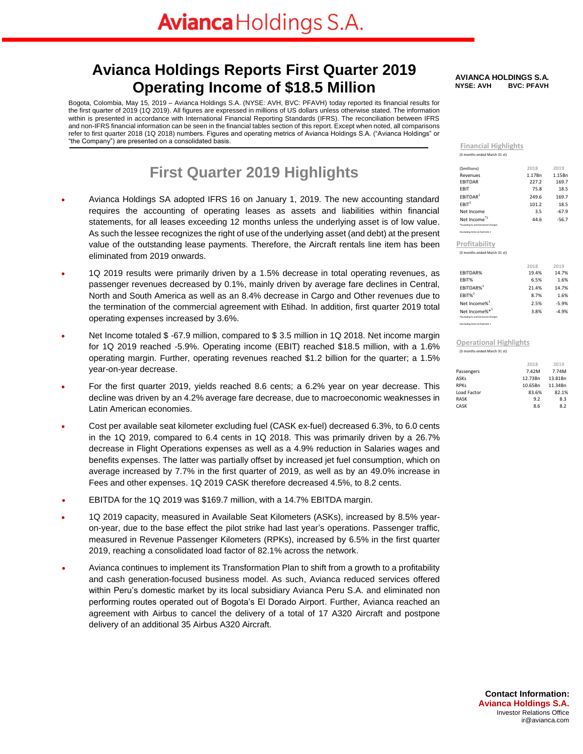# Avianca Holdings S.A.

**AVIANCA HOLDINGS S.A.**
**NYSE: AVH BVC: PFAVH**

# Avianca Holdings Reports First Quarter 2019 Operating Income of $18.5 Million

Bogota, Colombia, May 15, 2019 – Avianca Holdings S.A. (NYSE: AVH, BVC: PFAVH) today reported its financial results for the first quarter of 2019 (1Q 2019). All figures are expressed in millions of US dollars unless otherwise stated. The information within is presented in accordance with International Financial Reporting Standards (IFRS). The reconciliation between IFRS and non-IFRS financial information can be seen in the financial tables section of this report. Except when noted, all comparisons refer to first quarter 2018 (1Q 2018) numbers. Figures and operating metrics of Avianca Holdings S.A. ("Avianca Holdings" or "the Company") are presented on a consolidated basis.

## First Quarter 2019 Highlights

- Avianca Holdings SA adopted IFRS 16 on January 1, 2019. The new accounting standard requires the accounting of operating leases as assets and liabilities within financial statements, for all leases exceeding 12 months unless the underlying asset is of low value. As such the lessee recognizes the right of use of the underlying asset (and debt) at the present value of the outstanding lease payments. Therefore, the Aircraft rentals line item has been eliminated from 2019 onwards.
- 1Q 2019 results were primarily driven by a 1.5% decrease in total operating revenues, as passenger revenues decreased by 0.1%, mainly driven by average fare declines in Central, North and South America as well as an 8.4% decrease in Cargo and Other revenues due to the termination of the commercial agreement with Etihad. In addition, first quarter 2019 total operating expenses increased by 3.6%.
- Net Income totaled $ -67.9 million, compared to $ 3.5 million in 1Q 2018. Net income margin for 1Q 2019 reached -5.9%. Operating income (EBIT) reached $18.5 million, with a 1.6% operating margin. Further, operating revenues reached $1.2 billion for the quarter; a 1.5% year-on-year decrease.
- For the first quarter 2019, yields reached 8.6 cents; a 6.2% year on year decrease. This decline was driven by an 4.2% average fare decrease, due to macroeconomic weaknesses in Latin American economies.
- Cost per available seat kilometer excluding fuel (CASK ex-fuel) decreased 6.3%, to 6.0 cents in the 1Q 2019, compared to 6.4 cents in 1Q 2018. This was primarily driven by a 26.7% decrease in Flight Operations expenses as well as a 4.9% reduction in Salaries wages and benefits expenses. The latter was partially offset by increased jet fuel consumption, which on average increased by 7.7% in the first quarter of 2019, as well as by an 49.0% increase in Fees and other expenses. 1Q 2019 CASK therefore decreased 4.5%, to 8.2 cents.
- EBITDA for the 1Q 2019 was $169.7 million, with a 14.7% EBITDA margin.
- 1Q 2019 capacity, measured in Available Seat Kilometers (ASKs), increased by 8.5% year-on-year, due to the base effect the pilot strike had last year's operations. Passenger traffic, measured in Revenue Passenger Kilometers (RPKs), increased by 6.5% in the first quarter 2019, reaching a consolidated load factor of 82.1% across the network.
- Avianca continues to implement its Transformation Plan to shift from a growth to a profitability and cash generation-focused business model. As such, Avianca reduced services offered within Peru's domestic market by its local subsidiary Avianca Peru S.A. and eliminated non performing routes operated out of Bogota's El Dorado Airport. Further, Avianca reached an agreement with Airbus to cancel the delivery of a total of 17 A320 Aircraft and postpone delivery of an additional 35 Airbus A320 Aircraft.

### Financial Highlights

(3 months ended March 31 st)

| ($millions) | 2018 | 2019 |
|---|---|---|
| Revenues | 1.17Bn | 1.15Bn |
| EBITDAR | 227.2 | 169.7 |
| EBIT | 75.8 | 18.5 |
| EBITDAR[1] | 249.6 | 169.7 |
| EBIT[1] | 101.2 | 18.5 |
| Net Income | 3.5 | -67.9 |
| Net Income*[1] | 44.6 | -56.7 |

*Excluding Fx and Derivative Charges
1Excluding items on footnote 1

### Profitability

(3 months ended March 31 st)

| | 2018 | 2019 |
|---|---|---|
| EBITDAR% | 19.4% | 14.7% |
| EBIT% | 6.5% | 1.6% |
| EBITDAR%[1] | 21.4% | 14.7% |
| EBIT%[1] | 8.7% | 1.6% |
| Net Income%[1] | 2.5% | -5.9% |
| Net Income%*[1] | 3.8% | -4.9% |

*Excluding Fx and Derivative Charges
1Excluding items on footnote 1

### Operational Highlights

(3 months ended March 31 st)

| | 2018 | 2019 |
|---|---|---|
| Passengers | 7.42M | 7.74M |
| ASKs | 12.73Bn | 13.81Bn |
| RPKs | 10.65Bn | 11.34Bn |
| Load Factor | 83.6% | 82.1% |
| RASK | 9.2 | 8.3 |
| CASK | 8.6 | 8.2 |

**Contact Information:**
**Avianca Holdings S.A.**
Investor Relations Office
ir@avianca.com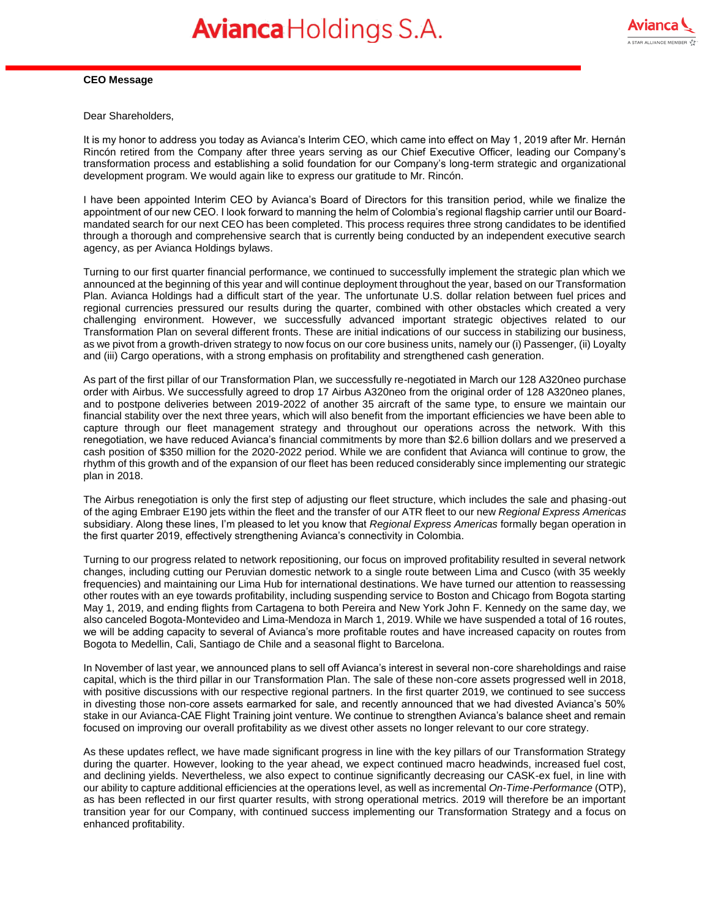**CEO Message**

Dear Shareholders,

It is my honor to address you today as Avianca's Interim CEO, which came into effect on May 1, 2019 after Mr. Hernán Rincón retired from the Company after three years serving as our Chief Executive Officer, leading our Company's transformation process and establishing a solid foundation for our Company's long-term strategic and organizational development program. We would again like to express our gratitude to Mr. Rincón.

I have been appointed Interim CEO by Avianca's Board of Directors for this transition period, while we finalize the appointment of our new CEO. I look forward to manning the helm of Colombia's regional flagship carrier until our Board-mandated search for our next CEO has been completed. This process requires three strong candidates to be identified through a thorough and comprehensive search that is currently being conducted by an independent executive search agency, as per Avianca Holdings bylaws.

Turning to our first quarter financial performance, we continued to successfully implement the strategic plan which we announced at the beginning of this year and will continue deployment throughout the year, based on our Transformation Plan. Avianca Holdings had a difficult start of the year. The unfortunate U.S. dollar relation between fuel prices and regional currencies pressured our results during the quarter, combined with other obstacles which created a very challenging environment. However, we successfully advanced important strategic objectives related to our Transformation Plan on several different fronts. These are initial indications of our success in stabilizing our business, as we pivot from a growth-driven strategy to now focus on our core business units, namely our (i) Passenger, (ii) Loyalty and (iii) Cargo operations, with a strong emphasis on profitability and strengthened cash generation.

As part of the first pillar of our Transformation Plan, we successfully re-negotiated in March our 128 A320neo purchase order with Airbus. We successfully agreed to drop 17 Airbus A320neo from the original order of 128 A320neo planes, and to postpone deliveries between 2019-2022 of another 35 aircraft of the same type, to ensure we maintain our financial stability over the next three years, which will also benefit from the important efficiencies we have been able to capture through our fleet management strategy and throughout our operations across the network. With this renegotiation, we have reduced Avianca's financial commitments by more than $2.6 billion dollars and we preserved a cash position of $350 million for the 2020-2022 period. While we are confident that Avianca will continue to grow, the rhythm of this growth and of the expansion of our fleet has been reduced considerably since implementing our strategic plan in 2018.

The Airbus renegotiation is only the first step of adjusting our fleet structure, which includes the sale and phasing-out of the aging Embraer E190 jets within the fleet and the transfer of our ATR fleet to our new *Regional Express Americas* subsidiary. Along these lines, I'm pleased to let you know that *Regional Express Americas* formally began operation in the first quarter 2019, effectively strengthening Avianca's connectivity in Colombia.

Turning to our progress related to network repositioning, our focus on improved profitability resulted in several network changes, including cutting our Peruvian domestic network to a single route between Lima and Cusco (with 35 weekly frequencies) and maintaining our Lima Hub for international destinations. We have turned our attention to reassessing other routes with an eye towards profitability, including suspending service to Boston and Chicago from Bogota starting May 1, 2019, and ending flights from Cartagena to both Pereira and New York John F. Kennedy on the same day, we also canceled Bogota-Montevideo and Lima-Mendoza in March 1, 2019. While we have suspended a total of 16 routes, we will be adding capacity to several of Avianca's more profitable routes and have increased capacity on routes from Bogota to Medellin, Cali, Santiago de Chile and a seasonal flight to Barcelona.

In November of last year, we announced plans to sell off Avianca's interest in several non-core shareholdings and raise capital, which is the third pillar in our Transformation Plan. The sale of these non-core assets progressed well in 2018, with positive discussions with our respective regional partners. In the first quarter 2019, we continued to see success in divesting those non-core assets earmarked for sale, and recently announced that we had divested Avianca's 50% stake in our Avianca-CAE Flight Training joint venture. We continue to strengthen Avianca's balance sheet and remain focused on improving our overall profitability as we divest other assets no longer relevant to our core strategy.

As these updates reflect, we have made significant progress in line with the key pillars of our Transformation Strategy during the quarter. However, looking to the year ahead, we expect continued macro headwinds, increased fuel cost, and declining yields. Nevertheless, we also expect to continue significantly decreasing our CASK-ex fuel, in line with our ability to capture additional efficiencies at the operations level, as well as incremental *On-Time-Performance* (OTP), as has been reflected in our first quarter results, with strong operational metrics. 2019 will therefore be an important transition year for our Company, with continued success implementing our Transformation Strategy and a focus on enhanced profitability.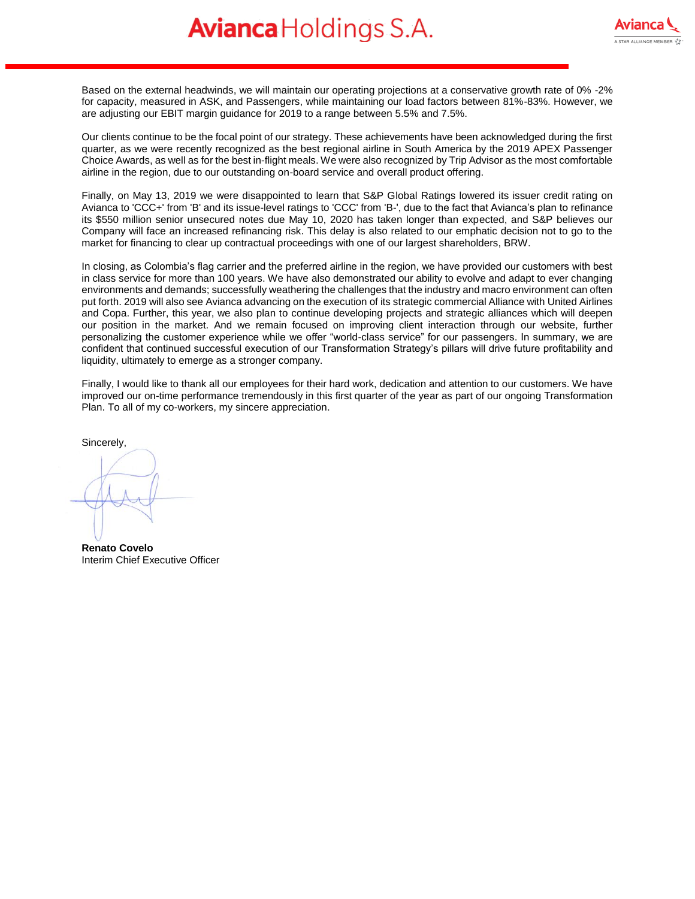Based on the external headwinds, we will maintain our operating projections at a conservative growth rate of 0% -2% for capacity, measured in ASK, and Passengers, while maintaining our load factors between 81%-83%. However, we are adjusting our EBIT margin guidance for 2019 to a range between 5.5% and 7.5%.

Our clients continue to be the focal point of our strategy. These achievements have been acknowledged during the first quarter, as we were recently recognized as the best regional airline in South America by the 2019 APEX Passenger Choice Awards, as well as for the best in-flight meals. We were also recognized by Trip Advisor as the most comfortable airline in the region, due to our outstanding on-board service and overall product offering.

Finally, on May 13, 2019 we were disappointed to learn that S&P Global Ratings lowered its issuer credit rating on Avianca to 'CCC+' from 'B' and its issue-level ratings to 'CCC' from 'B-', due to the fact that Avianca's plan to refinance its $550 million senior unsecured notes due May 10, 2020 has taken longer than expected, and S&P believes our Company will face an increased refinancing risk. This delay is also related to our emphatic decision not to go to the market for financing to clear up contractual proceedings with one of our largest shareholders, BRW.

In closing, as Colombia's flag carrier and the preferred airline in the region, we have provided our customers with best in class service for more than 100 years. We have also demonstrated our ability to evolve and adapt to ever changing environments and demands; successfully weathering the challenges that the industry and macro environment can often put forth. 2019 will also see Avianca advancing on the execution of its strategic commercial Alliance with United Airlines and Copa. Further, this year, we also plan to continue developing projects and strategic alliances which will deepen our position in the market. And we remain focused on improving client interaction through our website, further personalizing the customer experience while we offer "world-class service" for our passengers. In summary, we are confident that continued successful execution of our Transformation Strategy's pillars will drive future profitability and liquidity, ultimately to emerge as a stronger company.

Finally, I would like to thank all our employees for their hard work, dedication and attention to our customers. We have improved our on-time performance tremendously in this first quarter of the year as part of our ongoing Transformation Plan. To all of my co-workers, my sincere appreciation.

Sincerely,

**Renato Covelo**
Interim Chief Executive Officer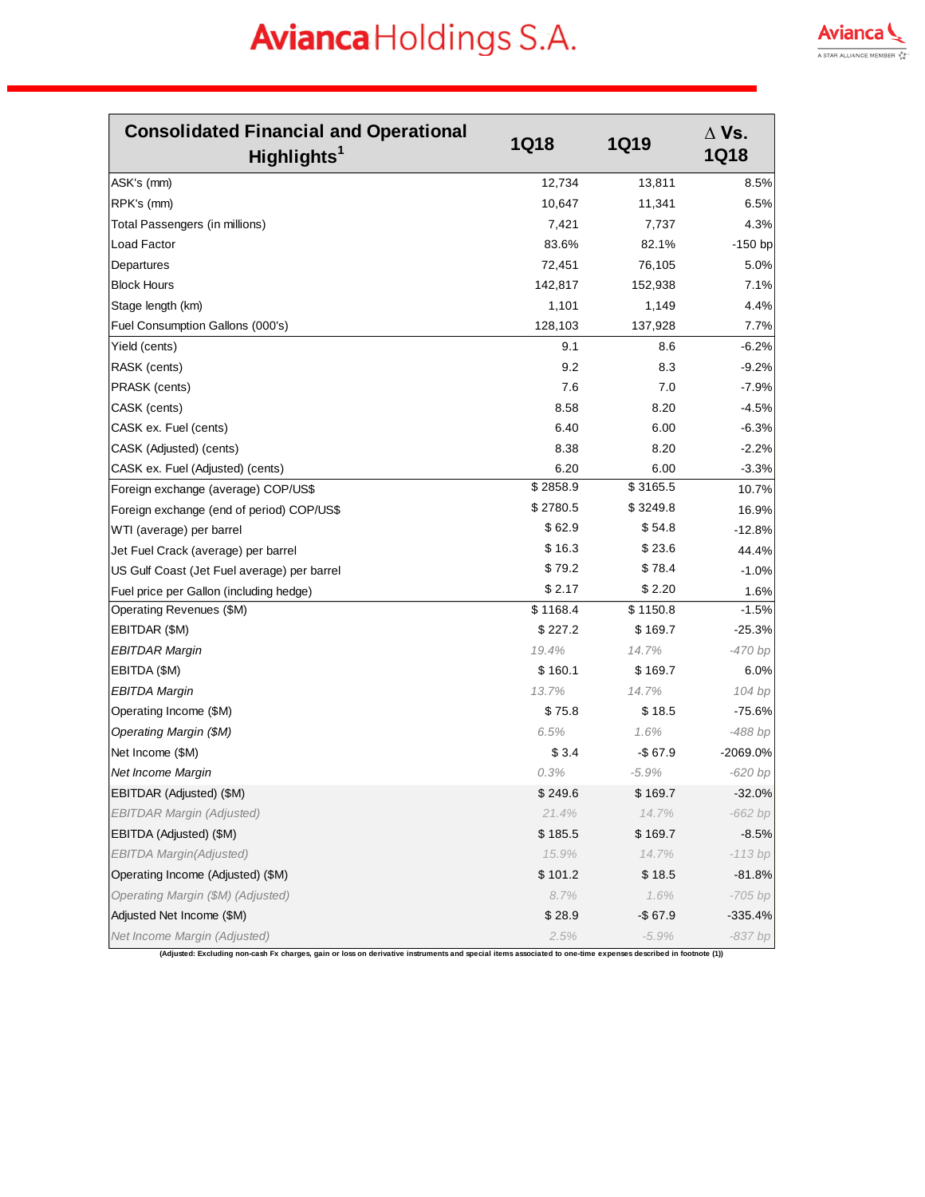# Avianca Holdings S.A.

| Consolidated Financial and Operational Highlights[1] | 1Q18 | 1Q19 | Δ Vs. 1Q18 |
|---|---|---|---|
| ASK's (mm) | 12,734 | 13,811 | 8.5% |
| RPK's (mm) | 10,647 | 11,341 | 6.5% |
| Total Passengers (in millions) | 7,421 | 7,737 | 4.3% |
| Load Factor | 83.6% | 82.1% | -150 bp |
| Departures | 72,451 | 76,105 | 5.0% |
| Block Hours | 142,817 | 152,938 | 7.1% |
| Stage length (km) | 1,101 | 1,149 | 4.4% |
| Fuel Consumption Gallons (000's) | 128,103 | 137,928 | 7.7% |
| Yield (cents) | 9.1 | 8.6 | -6.2% |
| RASK (cents) | 9.2 | 8.3 | -9.2% |
| PRASK (cents) | 7.6 | 7.0 | -7.9% |
| CASK (cents) | 8.58 | 8.20 | -4.5% |
| CASK ex. Fuel (cents) | 6.40 | 6.00 | -6.3% |
| CASK (Adjusted) (cents) | 8.38 | 8.20 | -2.2% |
| CASK ex. Fuel (Adjusted) (cents) | 6.20 | 6.00 | -3.3% |
| Foreign exchange (average) COP/US$ | $ 2858.9 | $ 3165.5 | 10.7% |
| Foreign exchange (end of period) COP/US$ | $ 2780.5 | $ 3249.8 | 16.9% |
| WTI (average) per barrel | $ 62.9 | $ 54.8 | -12.8% |
| Jet Fuel Crack (average) per barrel | $ 16.3 | $ 23.6 | 44.4% |
| US Gulf Coast (Jet Fuel average) per barrel | $ 79.2 | $ 78.4 | -1.0% |
| Fuel price per Gallon (including hedge) | $ 2.17 | $ 2.20 | 1.6% |
| Operating Revenues ($M) | $ 1168.4 | $ 1150.8 | -1.5% |
| EBITDAR ($M) | $ 227.2 | $ 169.7 | -25.3% |
| *EBITDAR Margin* | *19.4%* | *14.7%* | *-470 bp* |
| EBITDA ($M) | $ 160.1 | $ 169.7 | 6.0% |
| *EBITDA Margin* | *13.7%* | *14.7%* | *104 bp* |
| Operating Income ($M) | $ 75.8 | $ 18.5 | -75.6% |
| *Operating Margin ($M)* | *6.5%* | *1.6%* | *-488 bp* |
| Net Income ($M) | $ 3.4 | -$ 67.9 | -2069.0% |
| *Net Income Margin* | *0.3%* | *-5.9%* | *-620 bp* |
| EBITDAR (Adjusted) ($M) | $ 249.6 | $ 169.7 | -32.0% |
| *EBITDAR Margin (Adjusted)* | *21.4%* | *14.7%* | *-662 bp* |
| EBITDA (Adjusted) ($M) | $ 185.5 | $ 169.7 | -8.5% |
| *EBITDA Margin(Adjusted)* | *15.9%* | *14.7%* | *-113 bp* |
| Operating Income (Adjusted) ($M) | $ 101.2 | $ 18.5 | -81.8% |
| *Operating Margin ($M) (Adjusted)* | *8.7%* | *1.6%* | *-705 bp* |
| Adjusted Net Income ($M) | $ 28.9 | -$ 67.9 | -335.4% |
| *Net Income Margin (Adjusted)* | *2.5%* | *-5.9%* | *-837 bp* |

**(Adjusted: Excluding non-cash Fx charges, gain or loss on derivative instruments and special items associated to one-time expenses described in footnote (1))**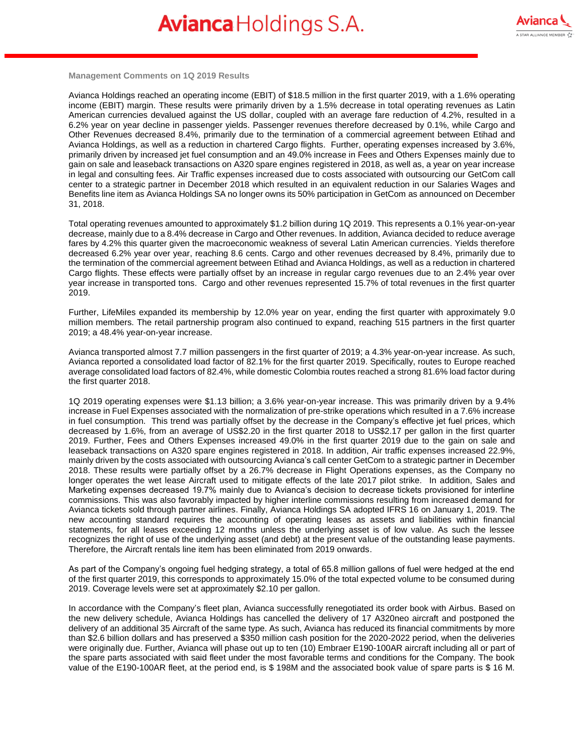**Management Comments on 1Q 2019 Results**

Avianca Holdings reached an operating income (EBIT) of $18.5 million in the first quarter 2019, with a 1.6% operating income (EBIT) margin. These results were primarily driven by a 1.5% decrease in total operating revenues as Latin American currencies devalued against the US dollar, coupled with an average fare reduction of 4.2%, resulted in a 6.2% year on year decline in passenger yields. Passenger revenues therefore decreased by 0.1%, while Cargo and Other Revenues decreased 8.4%, primarily due to the termination of a commercial agreement between Etihad and Avianca Holdings, as well as a reduction in chartered Cargo flights. Further, operating expenses increased by 3.6%, primarily driven by increased jet fuel consumption and an 49.0% increase in Fees and Others Expenses mainly due to gain on sale and leaseback transactions on A320 spare engines registered in 2018, as well as, a year on year increase in legal and consulting fees. Air Traffic expenses increased due to costs associated with outsourcing our GetCom call center to a strategic partner in December 2018 which resulted in an equivalent reduction in our Salaries Wages and Benefits line item as Avianca Holdings SA no longer owns its 50% participation in GetCom as announced on December 31, 2018.

Total operating revenues amounted to approximately $1.2 billion during 1Q 2019. This represents a 0.1% year-on-year decrease, mainly due to a 8.4% decrease in Cargo and Other revenues. In addition, Avianca decided to reduce average fares by 4.2% this quarter given the macroeconomic weakness of several Latin American currencies. Yields therefore decreased 6.2% year over year, reaching 8.6 cents. Cargo and other revenues decreased by 8.4%, primarily due to the termination of the commercial agreement between Etihad and Avianca Holdings, as well as a reduction in chartered Cargo flights. These effects were partially offset by an increase in regular cargo revenues due to an 2.4% year over year increase in transported tons. Cargo and other revenues represented 15.7% of total revenues in the first quarter 2019.

Further, LifeMiles expanded its membership by 12.0% year on year, ending the first quarter with approximately 9.0 million members. The retail partnership program also continued to expand, reaching 515 partners in the first quarter 2019; a 48.4% year-on-year increase.

Avianca transported almost 7.7 million passengers in the first quarter of 2019; a 4.3% year-on-year increase. As such, Avianca reported a consolidated load factor of 82.1% for the first quarter 2019. Specifically, routes to Europe reached average consolidated load factors of 82.4%, while domestic Colombia routes reached a strong 81.6% load factor during the first quarter 2018.

1Q 2019 operating expenses were $1.13 billion; a 3.6% year-on-year increase. This was primarily driven by a 9.4% increase in Fuel Expenses associated with the normalization of pre-strike operations which resulted in a 7.6% increase in fuel consumption. This trend was partially offset by the decrease in the Company's effective jet fuel prices, which decreased by 1.6%, from an average of US$2.20 in the first quarter 2018 to US$2.17 per gallon in the first quarter 2019. Further, Fees and Others Expenses increased 49.0% in the first quarter 2019 due to the gain on sale and leaseback transactions on A320 spare engines registered in 2018. In addition, Air traffic expenses increased 22.9%, mainly driven by the costs associated with outsourcing Avianca's call center GetCom to a strategic partner in December 2018. These results were partially offset by a 26.7% decrease in Flight Operations expenses, as the Company no longer operates the wet lease Aircraft used to mitigate effects of the late 2017 pilot strike. In addition, Sales and Marketing expenses decreased 19.7% mainly due to Avianca's decision to decrease tickets provisioned for interline commissions. This was also favorably impacted by higher interline commissions resulting from increased demand for Avianca tickets sold through partner airlines. Finally, Avianca Holdings SA adopted IFRS 16 on January 1, 2019. The new accounting standard requires the accounting of operating leases as assets and liabilities within financial statements, for all leases exceeding 12 months unless the underlying asset is of low value. As such the lessee recognizes the right of use of the underlying asset (and debt) at the present value of the outstanding lease payments. Therefore, the Aircraft rentals line item has been eliminated from 2019 onwards.

As part of the Company's ongoing fuel hedging strategy, a total of 65.8 million gallons of fuel were hedged at the end of the first quarter 2019, this corresponds to approximately 15.0% of the total expected volume to be consumed during 2019. Coverage levels were set at approximately $2.10 per gallon.

In accordance with the Company's fleet plan, Avianca successfully renegotiated its order book with Airbus. Based on the new delivery schedule, Avianca Holdings has cancelled the delivery of 17 A320neo aircraft and postponed the delivery of an additional 35 Aircraft of the same type. As such, Avianca has reduced its financial commitments by more than $2.6 billion dollars and has preserved a $350 million cash position for the 2020-2022 period, when the deliveries were originally due. Further, Avianca will phase out up to ten (10) Embraer E190-100AR aircraft including all or part of the spare parts associated with said fleet under the most favorable terms and conditions for the Company. The book value of the E190-100AR fleet, at the period end, is $ 198M and the associated book value of spare parts is $ 16 M.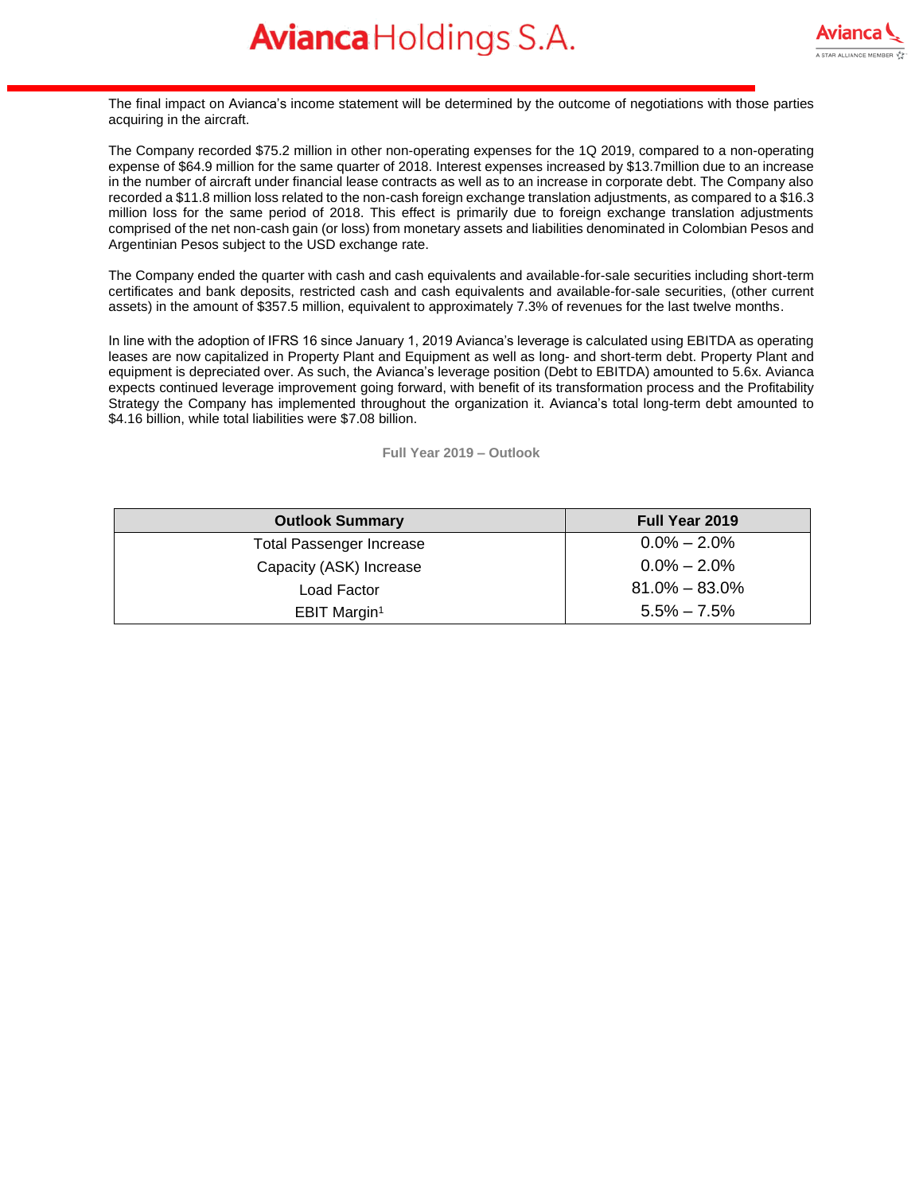The final impact on Avianca's income statement will be determined by the outcome of negotiations with those parties acquiring in the aircraft.

The Company recorded $75.2 million in other non-operating expenses for the 1Q 2019, compared to a non-operating expense of $64.9 million for the same quarter of 2018. Interest expenses increased by $13.7million due to an increase in the number of aircraft under financial lease contracts as well as to an increase in corporate debt. The Company also recorded a $11.8 million loss related to the non-cash foreign exchange translation adjustments, as compared to a $16.3 million loss for the same period of 2018. This effect is primarily due to foreign exchange translation adjustments comprised of the net non-cash gain (or loss) from monetary assets and liabilities denominated in Colombian Pesos and Argentinian Pesos subject to the USD exchange rate.

The Company ended the quarter with cash and cash equivalents and available-for-sale securities including short-term certificates and bank deposits, restricted cash and cash equivalents and available-for-sale securities, (other current assets) in the amount of $357.5 million, equivalent to approximately 7.3% of revenues for the last twelve months.

In line with the adoption of IFRS 16 since January 1, 2019 Avianca's leverage is calculated using EBITDA as operating leases are now capitalized in Property Plant and Equipment as well as long- and short-term debt. Property Plant and equipment is depreciated over. As such, the Avianca's leverage position (Debt to EBITDA) amounted to 5.6x. Avianca expects continued leverage improvement going forward, with benefit of its transformation process and the Profitability Strategy the Company has implemented throughout the organization it. Avianca's total long-term debt amounted to $4.16 billion, while total liabilities were $7.08 billion.

## Full Year 2019 – Outlook

| Outlook Summary | Full Year 2019 |
|---|---|
| Total Passenger Increase | 0.0% – 2.0% |
| Capacity (ASK) Increase | 0.0% – 2.0% |
| Load Factor | 81.0% – 83.0% |
| EBIT Margin[1] | 5.5% – 7.5% |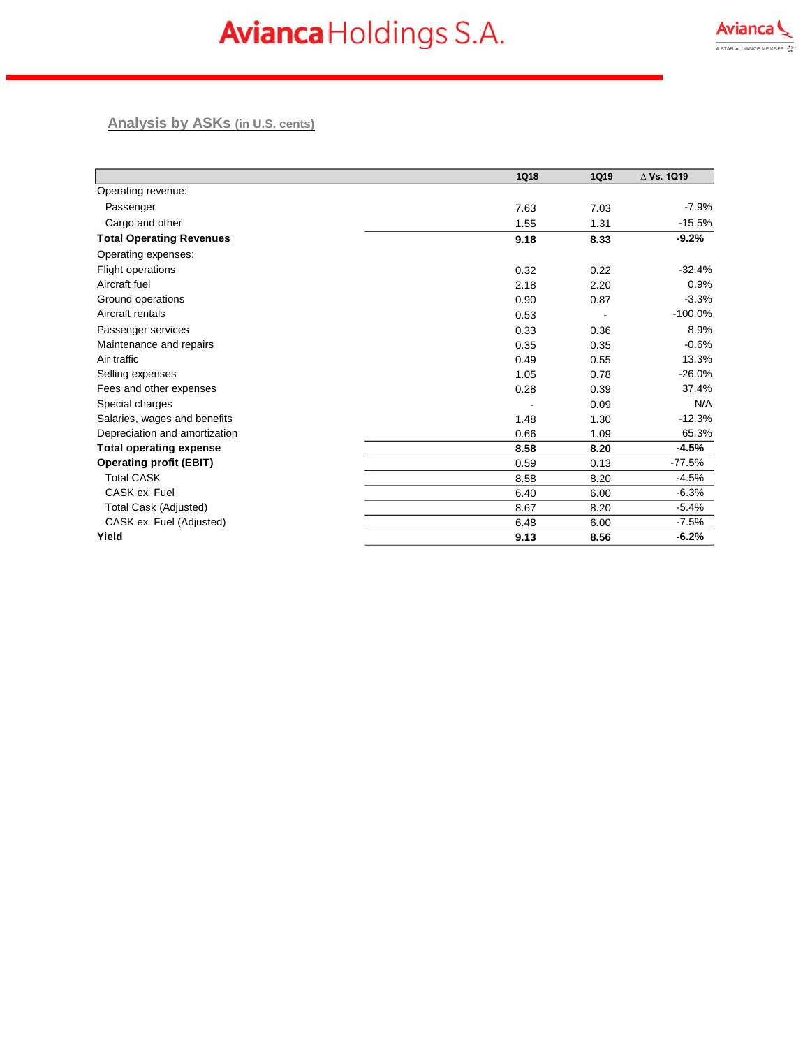# Avianca Holdings S.A.

## Analysis by ASKs (in U.S. cents)

| | 1Q18 | 1Q19 | ∆ Vs. 1Q19 |
|---|---|---|---|
| Operating revenue: | | | |
| Passenger | 7.63 | 7.03 | -7.9% |
| Cargo and other | 1.55 | 1.31 | -15.5% |
| **Total Operating Revenues** | **9.18** | **8.33** | **-9.2%** |
| Operating expenses: | | | |
| Flight operations | 0.32 | 0.22 | -32.4% |
| Aircraft fuel | 2.18 | 2.20 | 0.9% |
| Ground operations | 0.90 | 0.87 | -3.3% |
| Aircraft rentals | 0.53 | - | -100.0% |
| Passenger services | 0.33 | 0.36 | 8.9% |
| Maintenance and repairs | 0.35 | 0.35 | -0.6% |
| Air traffic | 0.49 | 0.55 | 13.3% |
| Selling expenses | 1.05 | 0.78 | -26.0% |
| Fees and other expenses | 0.28 | 0.39 | 37.4% |
| Special charges | - | 0.09 | N/A |
| Salaries, wages and benefits | 1.48 | 1.30 | -12.3% |
| Depreciation and amortization | 0.66 | 1.09 | 65.3% |
| **Total operating expense** | **8.58** | **8.20** | **-4.5%** |
| **Operating profit (EBIT)** | 0.59 | 0.13 | -77.5% |
| Total CASK | 8.58 | 8.20 | -4.5% |
| CASK ex. Fuel | 6.40 | 6.00 | -6.3% |
| Total Cask (Adjusted) | 8.67 | 8.20 | -5.4% |
| CASK ex. Fuel (Adjusted) | 6.48 | 6.00 | -7.5% |
| **Yield** | **9.13** | **8.56** | **-6.2%** |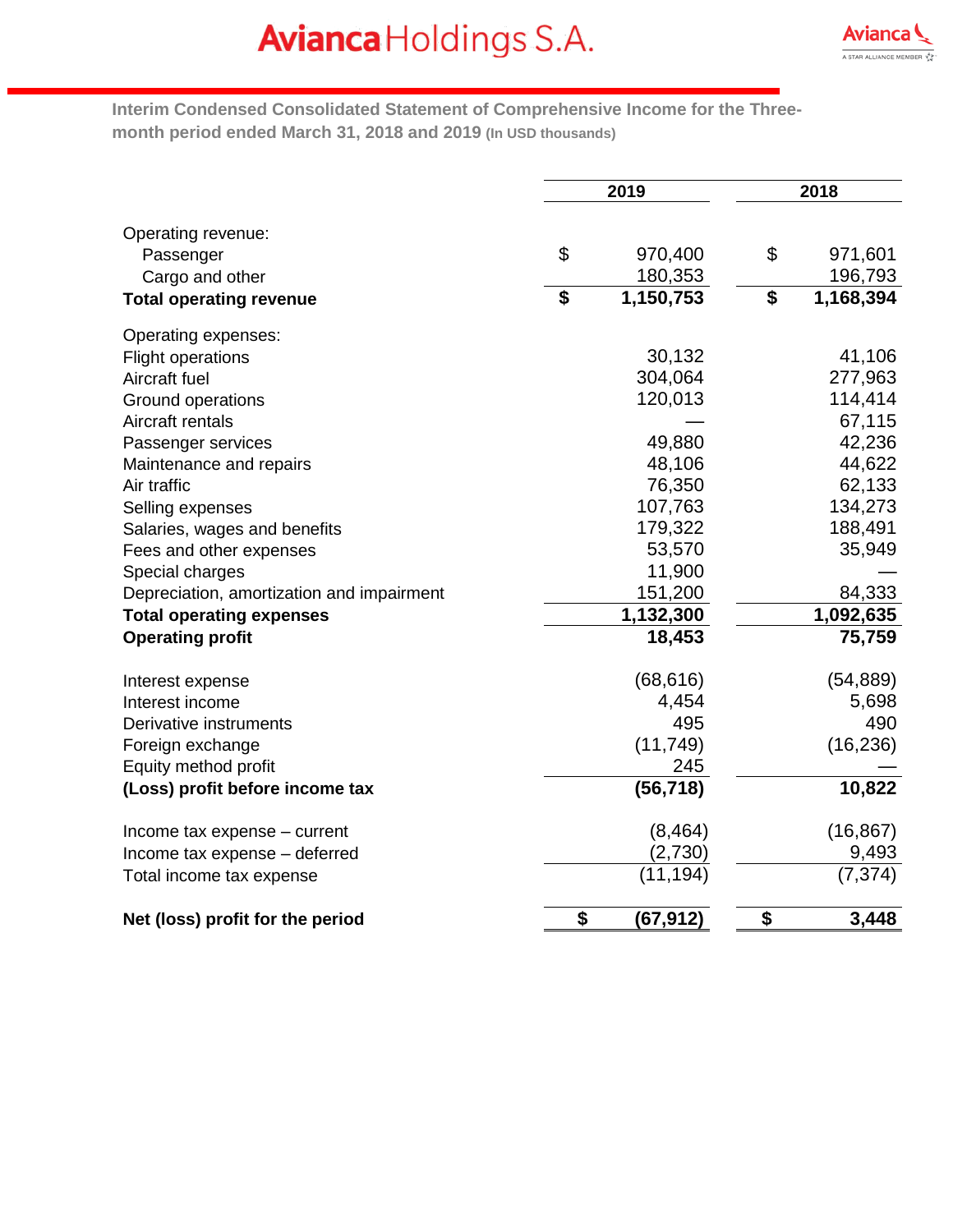# Avianca Holdings S.A.

**Interim Condensed Consolidated Statement of Comprehensive Income for the Three-month period ended March 31, 2018 and 2019** (In USD thousands)

| | 2019 | 2018 |
|---|---|---|
| Operating revenue: | | |
| Passenger | $ 970,400 | $ 971,601 |
| Cargo and other | 180,353 | 196,793 |
| **Total operating revenue** | **$ 1,150,753** | **$ 1,168,394** |
| Operating expenses: | | |
| Flight operations | 30,132 | 41,106 |
| Aircraft fuel | 304,064 | 277,963 |
| Ground operations | 120,013 | 114,414 |
| Aircraft rentals | — | 67,115 |
| Passenger services | 49,880 | 42,236 |
| Maintenance and repairs | 48,106 | 44,622 |
| Air traffic | 76,350 | 62,133 |
| Selling expenses | 107,763 | 134,273 |
| Salaries, wages and benefits | 179,322 | 188,491 |
| Fees and other expenses | 53,570 | 35,949 |
| Special charges | 11,900 | — |
| Depreciation, amortization and impairment | 151,200 | 84,333 |
| **Total operating expenses** | **1,132,300** | **1,092,635** |
| **Operating profit** | **18,453** | **75,759** |
| Interest expense | (68,616) | (54,889) |
| Interest income | 4,454 | 5,698 |
| Derivative instruments | 495 | 490 |
| Foreign exchange | (11,749) | (16,236) |
| Equity method profit | 245 | — |
| **(Loss) profit before income tax** | **(56,718)** | **10,822** |
| Income tax expense – current | (8,464) | (16,867) |
| Income tax expense – deferred | (2,730) | 9,493 |
| Total income tax expense | (11,194) | (7,374) |
| **Net (loss) profit for the period** | **$ (67,912)** | **$ 3,448** |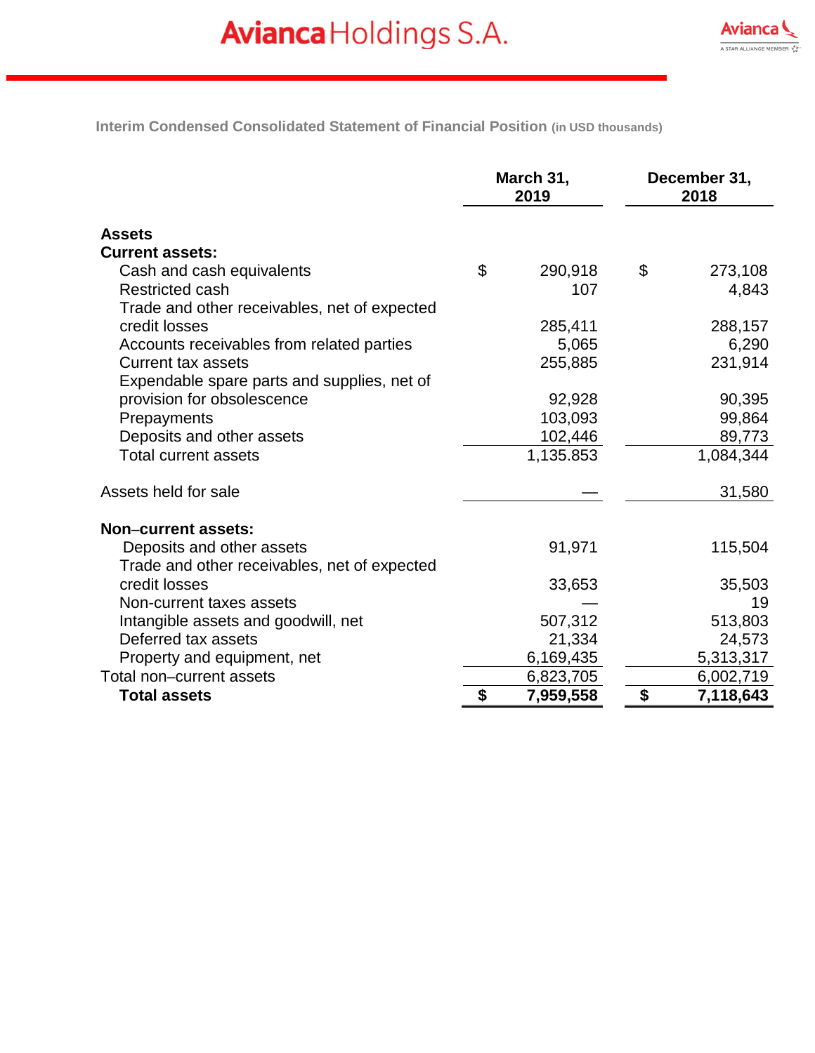# Avianca Holdings S.A.

**Interim Condensed Consolidated Statement of Financial Position** (in USD thousands)

| | March 31, 2019 | December 31, 2018 |
|---|---|---|
| **Assets** | | |
| **Current assets:** | | |
| Cash and cash equivalents | $ 290,918 | $ 273,108 |
| Restricted cash | 107 | 4,843 |
| Trade and other receivables, net of expected credit losses | 285,411 | 288,157 |
| Accounts receivables from related parties | 5,065 | 6,290 |
| Current tax assets | 255,885 | 231,914 |
| Expendable spare parts and supplies, net of provision for obsolescence | 92,928 | 90,395 |
| Prepayments | 103,093 | 99,864 |
| Deposits and other assets | 102,446 | 89,773 |
| Total current assets | 1,135.853 | 1,084,344 |
| | | |
| Assets held for sale | — | 31,580 |
| | | |
| **Non–current assets:** | | |
| Deposits and other assets | 91,971 | 115,504 |
| Trade and other receivables, net of expected credit losses | 33,653 | 35,503 |
| Non-current taxes assets | — | 19 |
| Intangible assets and goodwill, net | 507,312 | 513,803 |
| Deferred tax assets | 21,334 | 24,573 |
| Property and equipment, net | 6,169,435 | 5,313,317 |
| Total non–current assets | 6,823,705 | 6,002,719 |
| **Total assets** | **$ 7,959,558** | **$ 7,118,643** |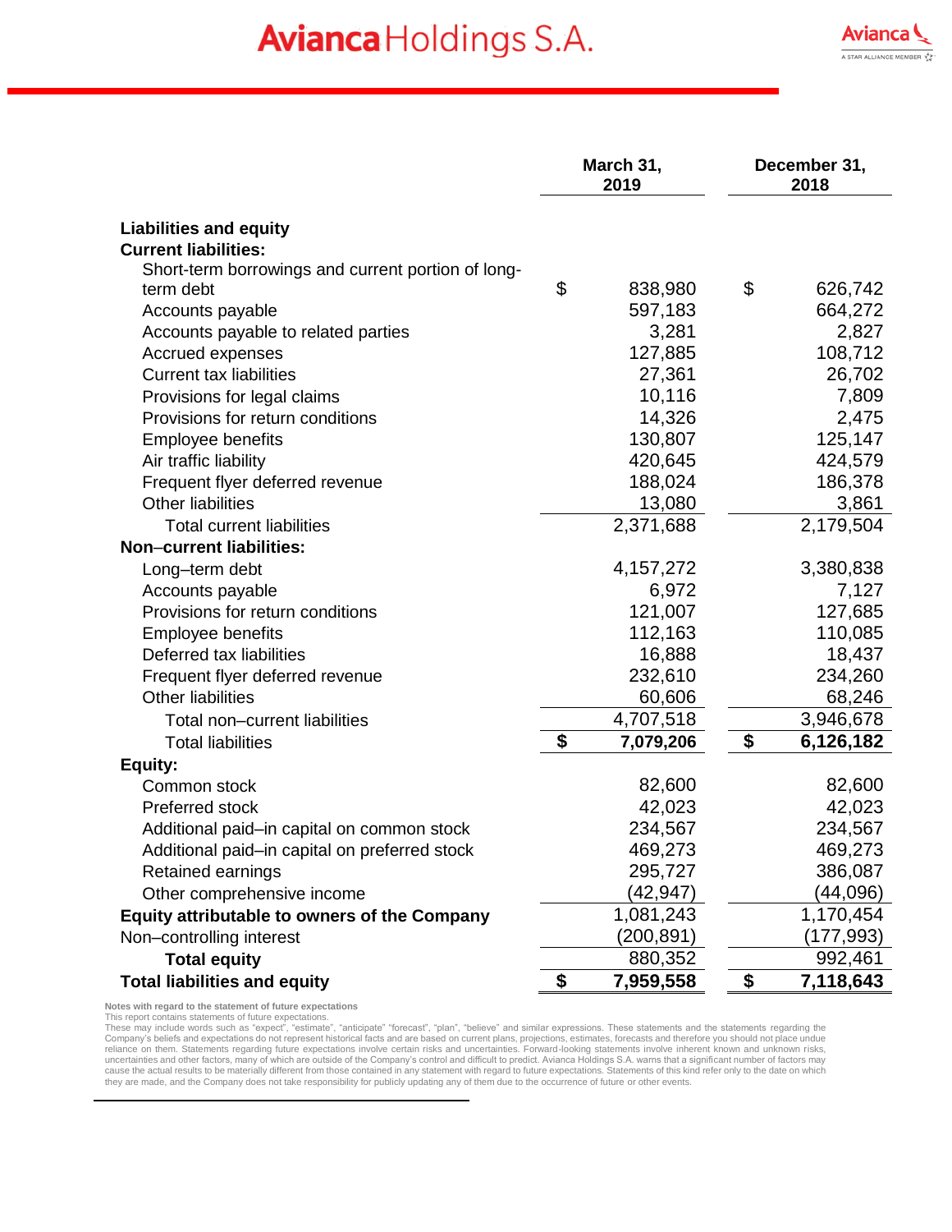| | March 31, 2019 | December 31, 2018 |
|---|---|---|
| **Liabilities and equity** | | |
| **Current liabilities:** | | |
| Short-term borrowings and current portion of long-term debt | $ 838,980 | $ 626,742 |
| Accounts payable | 597,183 | 664,272 |
| Accounts payable to related parties | 3,281 | 2,827 |
| Accrued expenses | 127,885 | 108,712 |
| Current tax liabilities | 27,361 | 26,702 |
| Provisions for legal claims | 10,116 | 7,809 |
| Provisions for return conditions | 14,326 | 2,475 |
| Employee benefits | 130,807 | 125,147 |
| Air traffic liability | 420,645 | 424,579 |
| Frequent flyer deferred revenue | 188,024 | 186,378 |
| Other liabilities | 13,080 | 3,861 |
| Total current liabilities | 2,371,688 | 2,179,504 |
| **Non–current liabilities:** | | |
| Long–term debt | 4,157,272 | 3,380,838 |
| Accounts payable | 6,972 | 7,127 |
| Provisions for return conditions | 121,007 | 127,685 |
| Employee benefits | 112,163 | 110,085 |
| Deferred tax liabilities | 16,888 | 18,437 |
| Frequent flyer deferred revenue | 232,610 | 234,260 |
| Other liabilities | 60,606 | 68,246 |
| Total non–current liabilities | 4,707,518 | 3,946,678 |
| Total liabilities | **$ 7,079,206** | **$ 6,126,182** |
| **Equity:** | | |
| Common stock | 82,600 | 82,600 |
| Preferred stock | 42,023 | 42,023 |
| Additional paid–in capital on common stock | 234,567 | 234,567 |
| Additional paid–in capital on preferred stock | 469,273 | 469,273 |
| Retained earnings | 295,727 | 386,087 |
| Other comprehensive income | (42,947) | (44,096) |
| **Equity attributable to owners of the Company** | 1,081,243 | 1,170,454 |
| Non–controlling interest | (200,891) | (177,993) |
| **Total equity** | 880,352 | 992,461 |
| **Total liabilities and equity** | **$ 7,959,558** | **$ 7,118,643** |

**Notes with regard to the statement of future expectations**

This report contains statements of future expectations.

These may include words such as "expect", "estimate", "anticipate" "forecast", "plan", "believe" and similar expressions. These statements and the statements regarding the Company's beliefs and expectations do not represent historical facts and are based on current plans, projections, estimates, forecasts and therefore you should not place undue reliance on them. Statements regarding future expectations involve certain risks and uncertainties. Forward-looking statements involve inherent known and unknown risks, uncertainties and other factors, many of which are outside of the Company's control and difficult to predict. Avianca Holdings S.A. warns that a significant number of factors may cause the actual results to be materially different from those contained in any statement with regard to future expectations. Statements of this kind refer only to the date on which they are made, and the Company does not take responsibility for publicly updating any of them due to the occurrence of future or other events.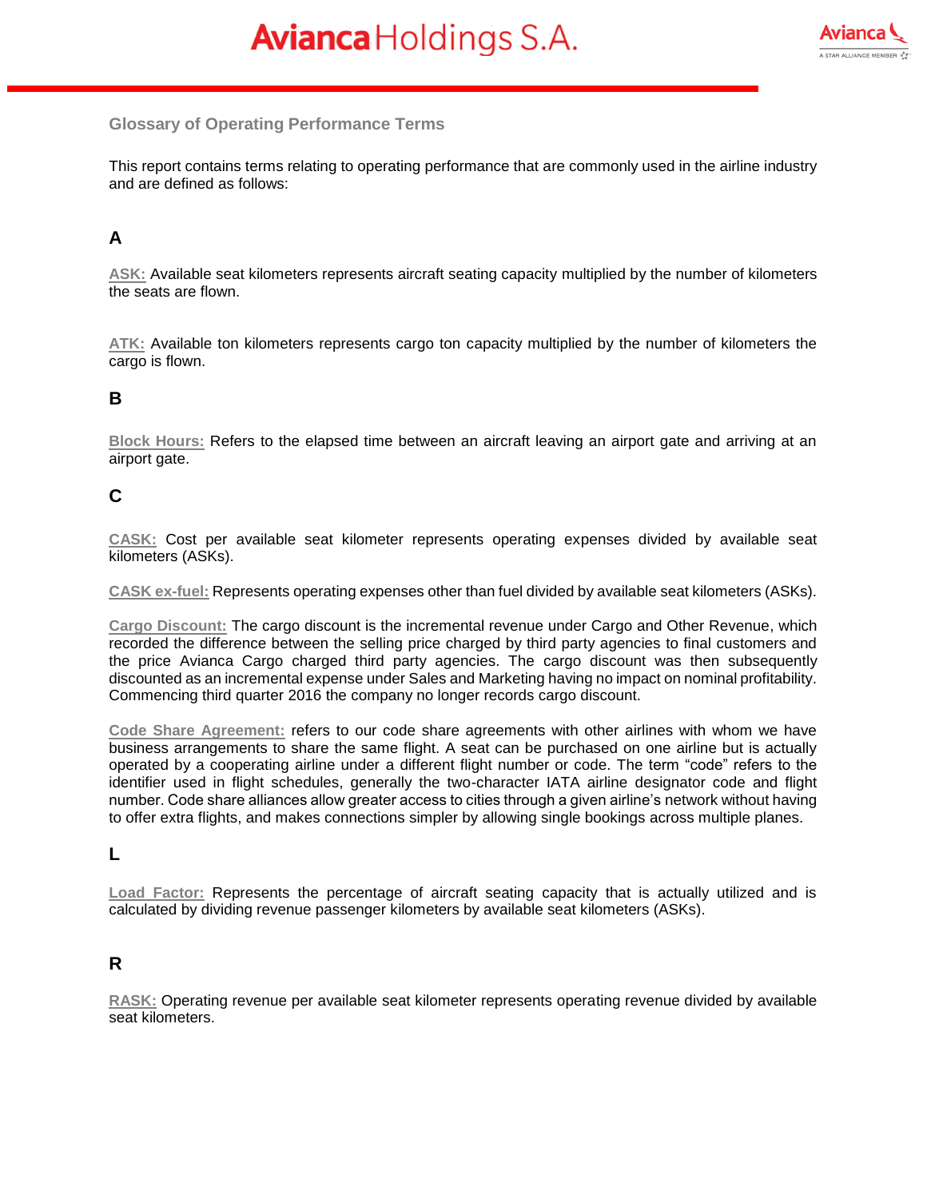## Glossary of Operating Performance Terms

This report contains terms relating to operating performance that are commonly used in the airline industry and are defined as follows:

### A

**ASK:** Available seat kilometers represents aircraft seating capacity multiplied by the number of kilometers the seats are flown.

**ATK:** Available ton kilometers represents cargo ton capacity multiplied by the number of kilometers the cargo is flown.

### B

**Block Hours:** Refers to the elapsed time between an aircraft leaving an airport gate and arriving at an airport gate.

### C

**CASK:** Cost per available seat kilometer represents operating expenses divided by available seat kilometers (ASKs).

**CASK ex-fuel:** Represents operating expenses other than fuel divided by available seat kilometers (ASKs).

**Cargo Discount:** The cargo discount is the incremental revenue under Cargo and Other Revenue, which recorded the difference between the selling price charged by third party agencies to final customers and the price Avianca Cargo charged third party agencies. The cargo discount was then subsequently discounted as an incremental expense under Sales and Marketing having no impact on nominal profitability. Commencing third quarter 2016 the company no longer records cargo discount.

**Code Share Agreement:** refers to our code share agreements with other airlines with whom we have business arrangements to share the same flight. A seat can be purchased on one airline but is actually operated by a cooperating airline under a different flight number or code. The term "code" refers to the identifier used in flight schedules, generally the two-character IATA airline designator code and flight number. Code share alliances allow greater access to cities through a given airline's network without having to offer extra flights, and makes connections simpler by allowing single bookings across multiple planes.

### L

**Load Factor:** Represents the percentage of aircraft seating capacity that is actually utilized and is calculated by dividing revenue passenger kilometers by available seat kilometers (ASKs).

### R

**RASK:** Operating revenue per available seat kilometer represents operating revenue divided by available seat kilometers.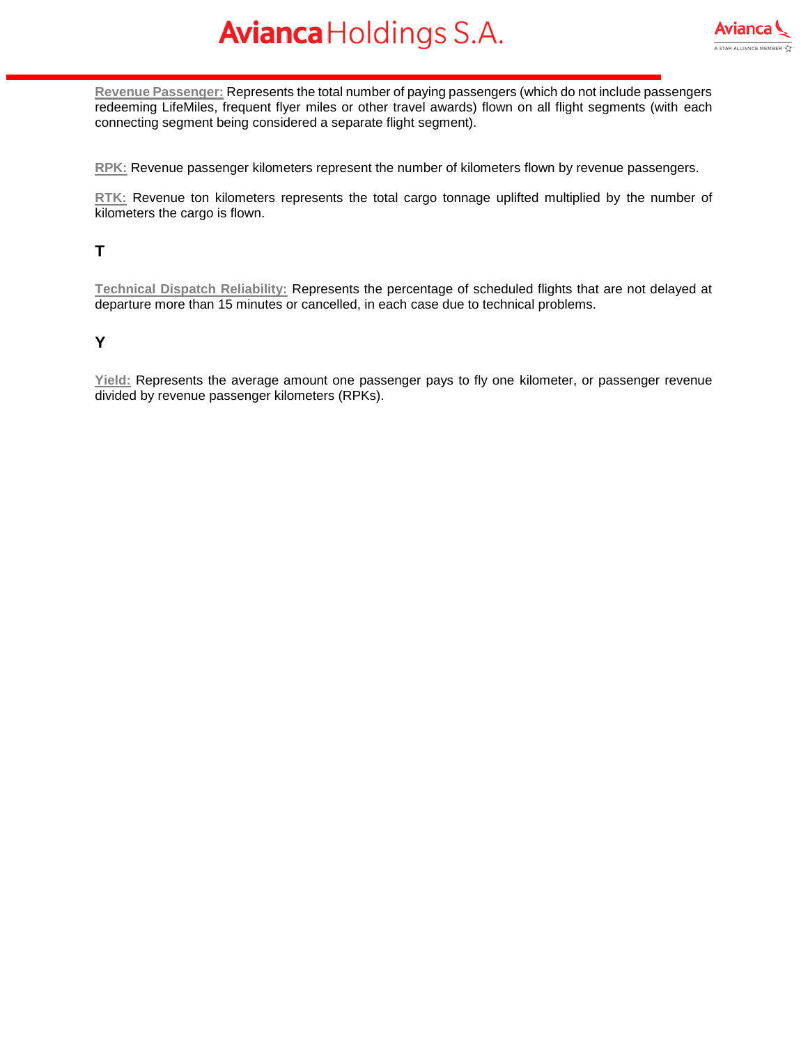**Revenue Passenger:** Represents the total number of paying passengers (which do not include passengers redeeming LifeMiles, frequent flyer miles or other travel awards) flown on all flight segments (with each connecting segment being considered a separate flight segment).

**RPK:** Revenue passenger kilometers represent the number of kilometers flown by revenue passengers.

**RTK:** Revenue ton kilometers represents the total cargo tonnage uplifted multiplied by the number of kilometers the cargo is flown.

## T

**Technical Dispatch Reliability:** Represents the percentage of scheduled flights that are not delayed at departure more than 15 minutes or cancelled, in each case due to technical problems.

## Y

**Yield:** Represents the average amount one passenger pays to fly one kilometer, or passenger revenue divided by revenue passenger kilometers (RPKs).